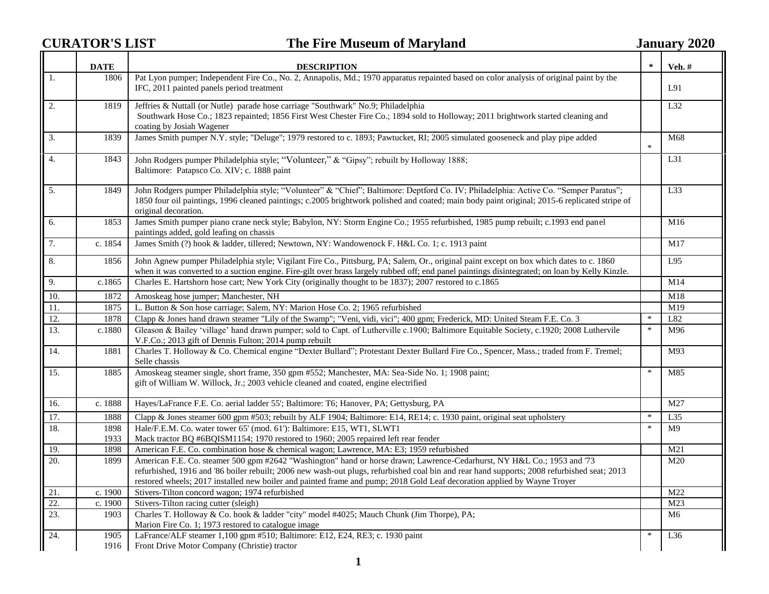# CURATOR'S LIST — The Fire Museum of Maryland — January 2020

| | DATE | DESCRIPTION | * | Veh. # |
|---|---|---|---|---|
| 1. | 1806 | Pat Lyon pumper; Independent Fire Co., No. 2, Annapolis, Md.; 1970 apparatus repainted based on color analysis of original paint by the IFC, 2011 painted panels period treatment | | L91 |
| 2. | 1819 | Jeffries & Nuttall (or Nutle) parade hose carriage "Southwark" No.9; Philadelphia Southwark Hose Co.; 1823 repainted; 1856 First West Chester Fire Co.; 1894 sold to Holloway; 2011 brightwork started cleaning and coating by Josiah Wagener | | L32 |
| 3. | 1839 | James Smith pumper N.Y. style; "Deluge"; 1979 restored to c. 1893; Pawtucket, RI; 2005 simulated gooseneck and play pipe added | * | M68 |
| 4. | 1843 | John Rodgers pumper Philadelphia style; "Volunteer," & "Gipsy"; rebuilt by Holloway 1888; Baltimore: Patapsco Co. XIV; c. 1888 paint | | L31 |
| 5. | 1849 | John Rodgers pumper Philadelphia style; "Volunteer" & "Chief"; Baltimore: Deptford Co. IV; Philadelphia: Active Co. "Semper Paratus"; 1850 four oil paintings, 1996 cleaned paintings; c.2005 brightwork polished and coated; main body paint original; 2015-6 replicated stripe of original decoration. | | L33 |
| 6. | 1853 | James Smith pumper piano crane neck style; Babylon, NY: Storm Engine Co.; 1955 refurbished, 1985 pump rebuilt; c.1993 end panel paintings added, gold leafing on chassis | | M16 |
| 7. | c. 1854 | James Smith (?) hook & ladder, tillered; Newtown, NY: Wandowenock F. H&L Co. 1; c. 1913 paint | | M17 |
| 8. | 1856 | John Agnew pumper Philadelphia style; Vigilant Fire Co., Pittsburg, PA; Salem, Or., original paint except on box which dates to c. 1860 when it was converted to a suction engine. Fire-gilt over brass largely rubbed off; end panel paintings disintegrated; on loan by Kelly Kinzle. | | L95 |
| 9. | c.1865 | Charles E. Hartshorn hose cart; New York City (originally thought to be 1837); 2007 restored to c.1865 | | M14 |
| 10. | 1872 | Amoskeag hose jumper; Manchester, NH | | M18 |
| 11. | 1875 | L. Button & Son hose carriage; Salem, NY: Marion Hose Co. 2; 1965 refurbished | | M19 |
| 12. | 1878 | Clapp & Jones hand drawn steamer "Lily of the Swamp"; "Veni, vidi, vici"; 400 gpm; Frederick, MD: United Steam F.E. Co. 3 | * | L82 |
| 13. | c.1880 | Gleason & Bailey 'village' hand drawn pumper; sold to Capt. of Lutherville c.1900; Baltimore Equitable Society, c.1920; 2008 Luthervile V.F.Co.; 2013 gift of Dennis Fulton; 2014 pump rebuilt | * | M96 |
| 14. | 1881 | Charles T. Holloway & Co. Chemical engine "Dexter Bullard"; Protestant Dexter Bullard Fire Co., Spencer, Mass.; traded from F. Tremel; Selle chassis | | M93 |
| 15. | 1885 | Amoskeag steamer single, short frame, 350 gpm #552; Manchester, MA: Sea-Side No. 1; 1908 paint; gift of William W. Willock, Jr.; 2003 vehicle cleaned and coated, engine electrified | * | M85 |
| 16. | c. 1888 | Hayes/LaFrance F.E. Co. aerial ladder 55'; Baltimore: T6; Hanover, PA; Gettysburg, PA | | M27 |
| 17. | 1888 | Clapp & Jones steamer 600 gpm #503; rebuilt by ALF 1904; Baltimore: E14, RE14; c. 1930 paint, original seat upholstery | * | L35 |
| 18. | 1898<br>1933 | Hale/F.E.M. Co. water tower 65' (mod. 61'): Baltimore: E15, WT1, SLWT1<br>Mack tractor BQ #6BQISM1154; 1970 restored to 1960; 2005 repaired left rear fender | * | M9 |
| 19. | 1898 | American F.E. Co. combination hose & chemical wagon; Lawrence, MA: E3; 1959 refurbished | | M21 |
| 20. | 1899 | American F.E. Co. steamer 500 gpm #2642 "Washington" hand or horse drawn; Lawrence-Cedarhurst, NY H&L Co.; 1953 and '73 refurbished, 1916 and '86 boiler rebuilt; 2006 new wash-out plugs, refurbished coal bin and rear hand supports; 2008 refurbished seat; 2013 restored wheels; 2017 installed new boiler and painted frame and pump; 2018 Gold Leaf decoration applied by Wayne Troyer | | M20 |
| 21. | c. 1900 | Stivers-Tilton concord wagon; 1974 refurbished | | M22 |
| 22. | c. 1900 | Stivers-Tilton racing cutter (sleigh) | | M23 |
| 23. | 1903 | Charles T. Holloway & Co. hook & ladder "city" model #4025; Mauch Chunk (Jim Thorpe), PA; Marion Fire Co. 1; 1973 restored to catalogue image | | M6 |
| 24. | 1905<br>1916 | LaFrance/ALF steamer 1,100 gpm #510; Baltimore: E12, E24, RE3; c. 1930 paint<br>Front Drive Motor Company (Christie) tractor | * | L36 |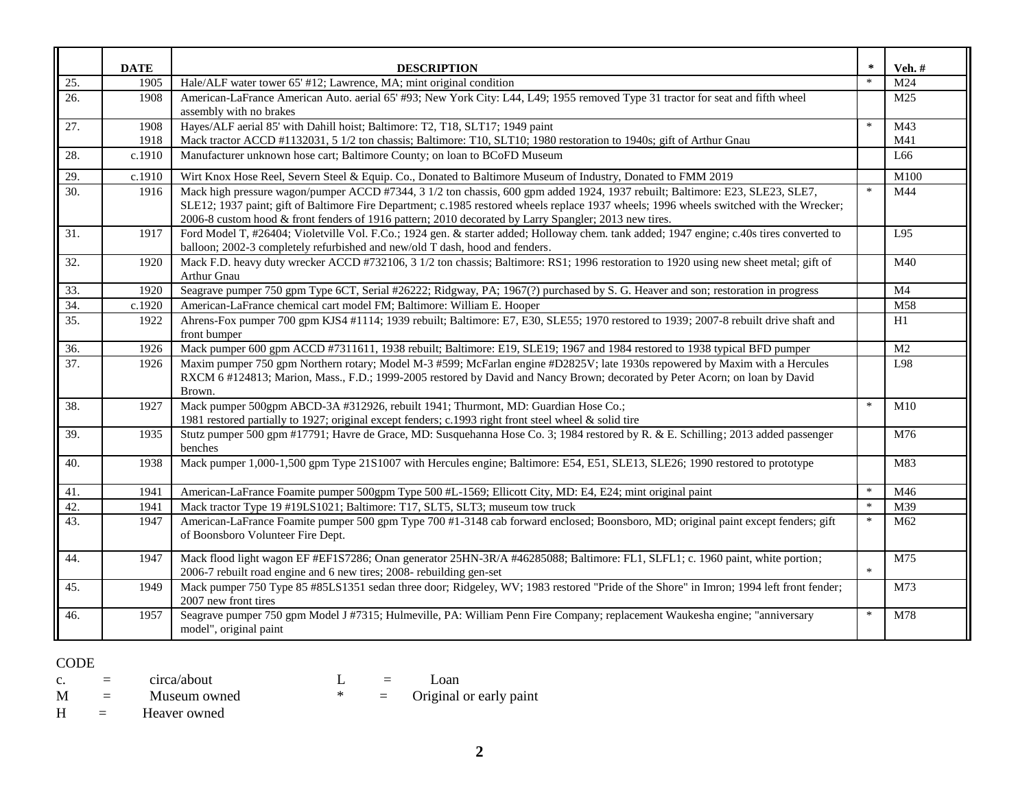| | DATE | DESCRIPTION | * | Veh. # |
|---|---|---|---|---|
| 25. | 1905 | Hale/ALF water tower 65' #12; Lawrence, MA; mint original condition | * | M24 |
| 26. | 1908 | American-LaFrance American Auto. aerial 65' #93; New York City: L44, L49; 1955 removed Type 31 tractor for seat and fifth wheel assembly with no brakes | | M25 |
| 27. | 1908<br>1918 | Hayes/ALF aerial 85' with Dahill hoist; Baltimore: T2, T18, SLT17; 1949 paint<br>Mack tractor ACCD #1132031, 5 1/2 ton chassis; Baltimore: T10, SLT10; 1980 restoration to 1940s; gift of Arthur Gnau | * | M43<br>M41 |
| 28. | c.1910 | Manufacturer unknown hose cart; Baltimore County; on loan to BCoFD Museum | | L66 |
| 29. | c.1910 | Wirt Knox Hose Reel, Severn Steel & Equip. Co., Donated to Baltimore Museum of Industry, Donated to FMM 2019 | | M100 |
| 30. | 1916 | Mack high pressure wagon/pumper ACCD #7344, 3 1/2 ton chassis, 600 gpm added 1924, 1937 rebuilt; Baltimore: E23, SLE23, SLE7, SLE12; 1937 paint; gift of Baltimore Fire Department; c.1985 restored wheels replace 1937 wheels; 1996 wheels switched with the Wrecker; 2006-8 custom hood & front fenders of 1916 pattern; 2010 decorated by Larry Spangler; 2013 new tires. | * | M44 |
| 31. | 1917 | Ford Model T, #26404; Violetville Vol. F.Co.; 1924 gen. & starter added; Holloway chem. tank added; 1947 engine; c.40s tires converted to balloon; 2002-3 completely refurbished and new/old T dash, hood and fenders. | | L95 |
| 32. | 1920 | Mack F.D. heavy duty wrecker ACCD #732106, 3 1/2 ton chassis; Baltimore: RS1; 1996 restoration to 1920 using new sheet metal; gift of Arthur Gnau | | M40 |
| 33. | 1920 | Seagrave pumper 750 gpm Type 6CT, Serial #26222; Ridgway, PA; 1967(?) purchased by S. G. Heaver and son; restoration in progress | | M4 |
| 34. | c.1920 | American-LaFrance chemical cart model FM; Baltimore: William E. Hooper | | M58 |
| 35. | 1922 | Ahrens-Fox pumper 700 gpm KJS4 #1114; 1939 rebuilt; Baltimore: E7, E30, SLE55; 1970 restored to 1939; 2007-8 rebuilt drive shaft and front bumper | | H1 |
| 36. | 1926 | Mack pumper 600 gpm ACCD #7311611, 1938 rebuilt; Baltimore: E19, SLE19; 1967 and 1984 restored to 1938 typical BFD pumper | | M2 |
| 37. | 1926 | Maxim pumper 750 gpm Northern rotary; Model M-3 #599; McFarlan engine #D2825V; late 1930s repowered by Maxim with a Hercules RXCM 6 #124813; Marion, Mass., F.D.; 1999-2005 restored by David and Nancy Brown; decorated by Peter Acorn; on loan by David Brown. | | L98 |
| 38. | 1927 | Mack pumper 500gpm ABCD-3A #312926, rebuilt 1941; Thurmont, MD: Guardian Hose Co.;<br>1981 restored partially to 1927; original except fenders; c.1993 right front steel wheel & solid tire | * | M10 |
| 39. | 1935 | Stutz pumper 500 gpm #17791; Havre de Grace, MD: Susquehanna Hose Co. 3; 1984 restored by R. & E. Schilling; 2013 added passenger benches | | M76 |
| 40. | 1938 | Mack pumper 1,000-1,500 gpm Type 21S1007 with Hercules engine; Baltimore: E54, E51, SLE13, SLE26; 1990 restored to prototype | | M83 |
| 41. | 1941 | American-LaFrance Foamite pumper 500gpm Type 500 #L-1569; Ellicott City, MD: E4, E24; mint original paint | * | M46 |
| 42. | 1941 | Mack tractor Type 19 #19LS1021; Baltimore: T17, SLT5, SLT3; museum tow truck | * | M39 |
| 43. | 1947 | American-LaFrance Foamite pumper 500 gpm Type 700 #1-3148 cab forward enclosed; Boonsboro, MD; original paint except fenders; gift of Boonsboro Volunteer Fire Dept. | * | M62 |
| 44. | 1947 | Mack flood light wagon EF #EF1S7286; Onan generator 25HN-3R/A #46285088; Baltimore: FL1, SLFL1; c. 1960 paint, white portion; 2006-7 rebuilt road engine and 6 new tires; 2008- rebuilding gen-set | * | M75 |
| 45. | 1949 | Mack pumper 750 Type 85 #85LS1351 sedan three door; Ridgeley, WV; 1983 restored "Pride of the Shore" in Imron; 1994 left front fender; 2007 new front tires | | M73 |
| 46. | 1957 | Seagrave pumper 750 gpm Model J #7315; Hulmeville, PA: William Penn Fire Company; replacement Waukesha engine; "anniversary model", original paint | * | M78 |

CODE

| | | | | | |
|---|---|---|---|---|---|
| c. | = | circa/about | L | = | Loan |
| M | = | Museum owned | * | = | Original or early paint |
| H | = | Heaver owned | | | |